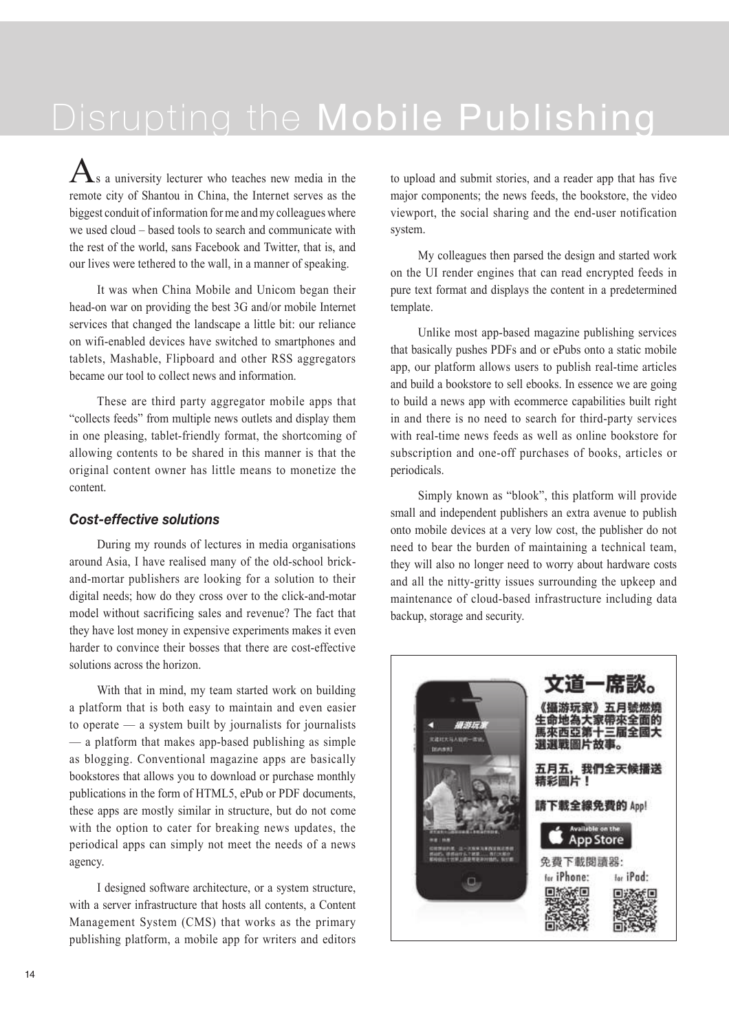# Disrupting the Mobile Publishing

As a university lecturer who teaches new media in the remote city of Shantou in China, the Internet serves as the biggest conduit of information for me and my colleagues where we used cloud – based tools to search and communicate with the rest of the world, sans Facebook and Twitter, that is, and our lives were tethered to the wall, in a manner of speaking.

It was when China Mobile and Unicom began their head-on war on providing the best 3G and/or mobile Internet services that changed the landscape a little bit: our reliance on wifi-enabled devices have switched to smartphones and tablets, Mashable, Flipboard and other RSS aggregators became our tool to collect news and information.

These are third party aggregator mobile apps that "collects feeds" from multiple news outlets and display them in one pleasing, tablet-friendly format, the shortcoming of allowing contents to be shared in this manner is that the original content owner has little means to monetize the content.

### *Cost-effective solutions*

During my rounds of lectures in media organisations around Asia, I have realised many of the old-school brick-and-mortar publishers are looking for a solution to their digital needs; how do they cross over to the click-and-motar model without sacrificing sales and revenue? The fact that they have lost money in expensive experiments makes it even harder to convince their bosses that there are cost-effective solutions across the horizon.

With that in mind, my team started work on building a platform that is both easy to maintain and even easier to operate — a system built by journalists for journalists — a platform that makes app-based publishing as simple as blogging. Conventional magazine apps are basically bookstores that allows you to download or purchase monthly publications in the form of HTML5, ePub or PDF documents, these apps are mostly similar in structure, but do not come with the option to cater for breaking news updates, the periodical apps can simply not meet the needs of a news agency.

I designed software architecture, or a system structure, with a server infrastructure that hosts all contents, a Content Management System (CMS) that works as the primary publishing platform, a mobile app for writers and editors to upload and submit stories, and a reader app that has five major components; the news feeds, the bookstore, the video viewport, the social sharing and the end-user notification system.

My colleagues then parsed the design and started work on the UI render engines that can read encrypted feeds in pure text format and displays the content in a predetermined template.

Unlike most app-based magazine publishing services that basically pushes PDFs or ePubs onto a static mobile app, our platform allows users to publish real-time articles and build a bookstore to sell ebooks. In essence we are going to build a news app with ecommerce capabilities built right in and there is no need to search for third-party services with real-time news feeds as well as online bookstore for subscription and one-off purchases of books, articles or periodicals.

Simply known as "blook", this platform will provide small and independent publishers an extra avenue to publish onto mobile devices at a very low cost, the publisher do not need to bear the burden of maintaining a technical team, they will also no longer need to worry about hardware costs and all the nitty-gritty issues surrounding the upkeep and maintenance of cloud-based infrastructure including data backup, storage and security.

文道一席談。

《攝游玩家》五月號燃燒生命地為大家帶來全面的馬來西亞第十三屆全國大選選戰圖片故事。

五月五，我們全天候播送精彩圖片！

請下載全線免費的 App!

Available on the App Store

免費下載閱讀器:

for iPhone: for iPad: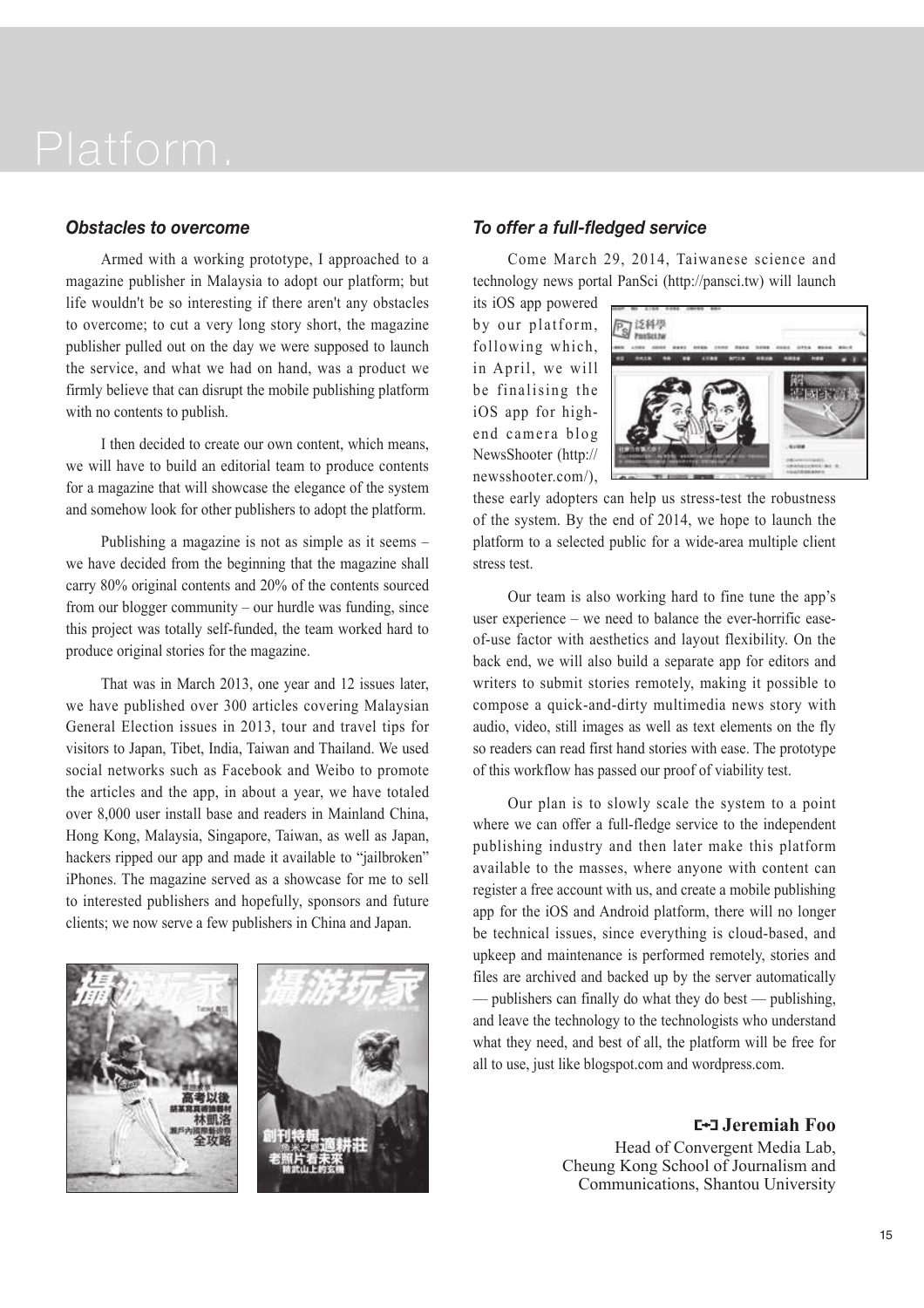# Platform.

### *Obstacles to overcome*

Armed with a working prototype, I approached to a magazine publisher in Malaysia to adopt our platform; but life wouldn't be so interesting if there aren't any obstacles to overcome; to cut a very long story short, the magazine publisher pulled out on the day we were supposed to launch the service, and what we had on hand, was a product we firmly believe that can disrupt the mobile publishing platform with no contents to publish.

I then decided to create our own content, which means, we will have to build an editorial team to produce contents for a magazine that will showcase the elegance of the system and somehow look for other publishers to adopt the platform.

Publishing a magazine is not as simple as it seems – we have decided from the beginning that the magazine shall carry 80% original contents and 20% of the contents sourced from our blogger community – our hurdle was funding, since this project was totally self-funded, the team worked hard to produce original stories for the magazine.

That was in March 2013, one year and 12 issues later, we have published over 300 articles covering Malaysian General Election issues in 2013, tour and travel tips for visitors to Japan, Tibet, India, Taiwan and Thailand. We used social networks such as Facebook and Weibo to promote the articles and the app, in about a year, we have totaled over 8,000 user install base and readers in Mainland China, Hong Kong, Malaysia, Singapore, Taiwan, as well as Japan, hackers ripped our app and made it available to "jailbroken" iPhones. The magazine served as a showcase for me to sell to interested publishers and hopefully, sponsors and future clients; we now serve a few publishers in China and Japan.

### *To offer a full-fledged service*

Come March 29, 2014, Taiwanese science and technology news portal PanSci (http://pansci.tw) will launch its iOS app powered by our platform, following which, in April, we will be finalising the iOS app for high-end camera blog NewsShooter (http://newsshooter.com/), these early adopters can help us stress-test the robustness of the system. By the end of 2014, we hope to launch the platform to a selected public for a wide-area multiple client stress test.

Our team is also working hard to fine tune the app's user experience – we need to balance the ever-horrific ease-of-use factor with aesthetics and layout flexibility. On the back end, we will also build a separate app for editors and writers to submit stories remotely, making it possible to compose a quick-and-dirty multimedia news story with audio, video, still images as well as text elements on the fly so readers can read first hand stories with ease. The prototype of this workflow has passed our proof of viability test.

Our plan is to slowly scale the system to a point where we can offer a full-fledge service to the independent publishing industry and then later make this platform available to the masses, where anyone with content can register a free account with us, and create a mobile publishing app for the iOS and Android platform, there will no longer be technical issues, since everything is cloud-based, and upkeep and maintenance is performed remotely, stories and files are archived and backed up by the server automatically — publishers can finally do what they do best — publishing, and leave the technology to the technologists who understand what they need, and best of all, the platform will be free for all to use, just like blogspot.com and wordpress.com.

**Jeremiah Foo**
Head of Convergent Media Lab,
Cheung Kong School of Journalism and Communications, Shantou University